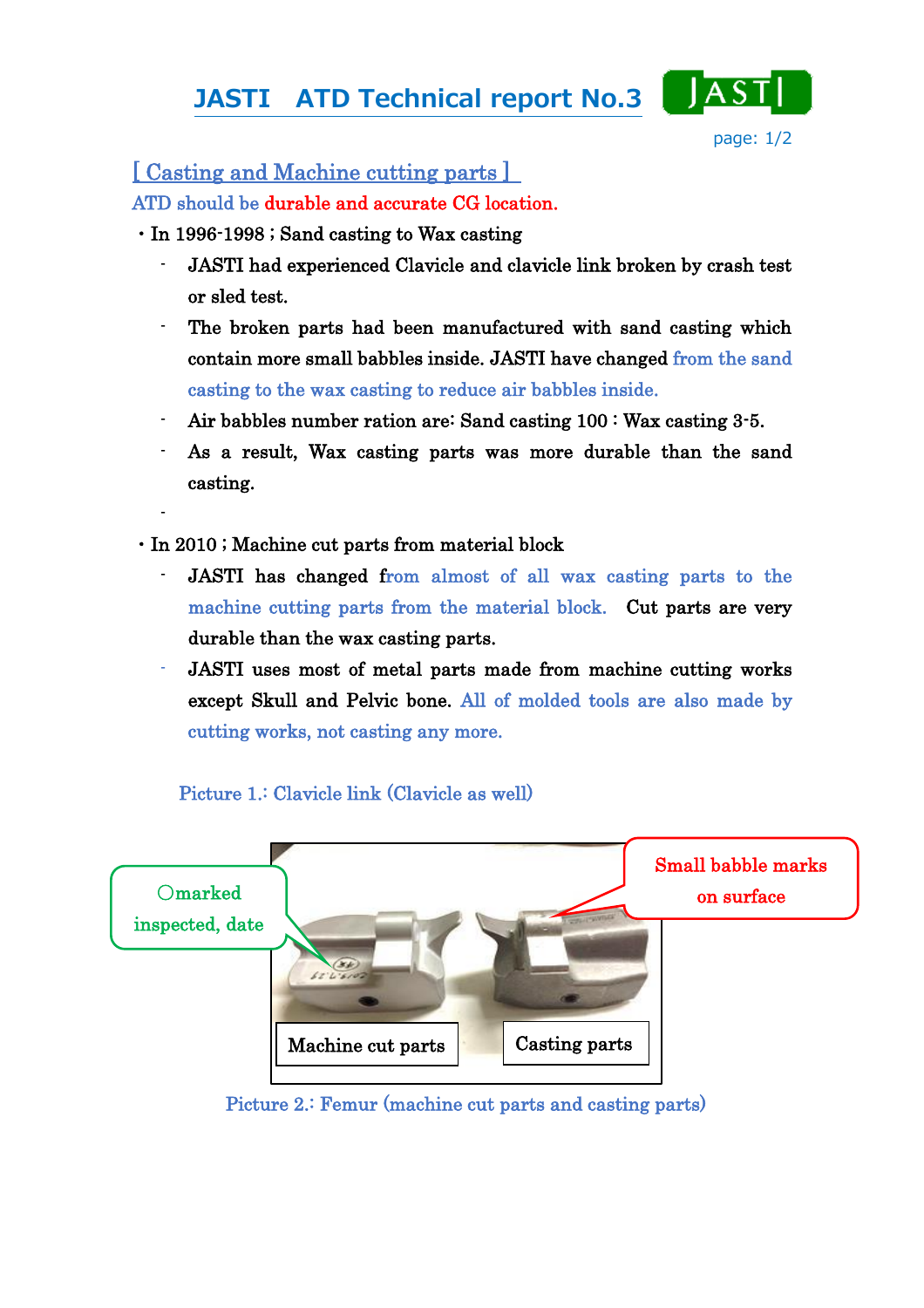# JASTI ATD Technical report No.3

## [ Casting and Machine cutting parts ]

ATD should be durable and accurate CG location.

- In 1996-1998 ; Sand casting to Wax casting
  - JASTI had experienced Clavicle and clavicle link broken by crash test or sled test.
  - The broken parts had been manufactured with sand casting which contain more small babbles inside. JASTI have changed from the sand casting to the wax casting to reduce air babbles inside.
  - Air babbles number ration are: Sand casting 100 : Wax casting 3-5.
  - As a result, Wax casting parts was more durable than the sand casting.
  -

- In 2010 ; Machine cut parts from material block
  - JASTI has changed from almost of all wax casting parts to the machine cutting parts from the material block.  Cut parts are very durable than the wax casting parts.
  - JASTI uses most of metal parts made from machine cutting works except Skull and Pelvic bone. All of molded tools are also made by cutting works, not casting any more.

Picture 1.: Clavicle link (Clavicle as well)

○marked inspected, date

Small babble marks on surface

Machine cut parts

Casting parts

Picture 2.: Femur (machine cut parts and casting parts)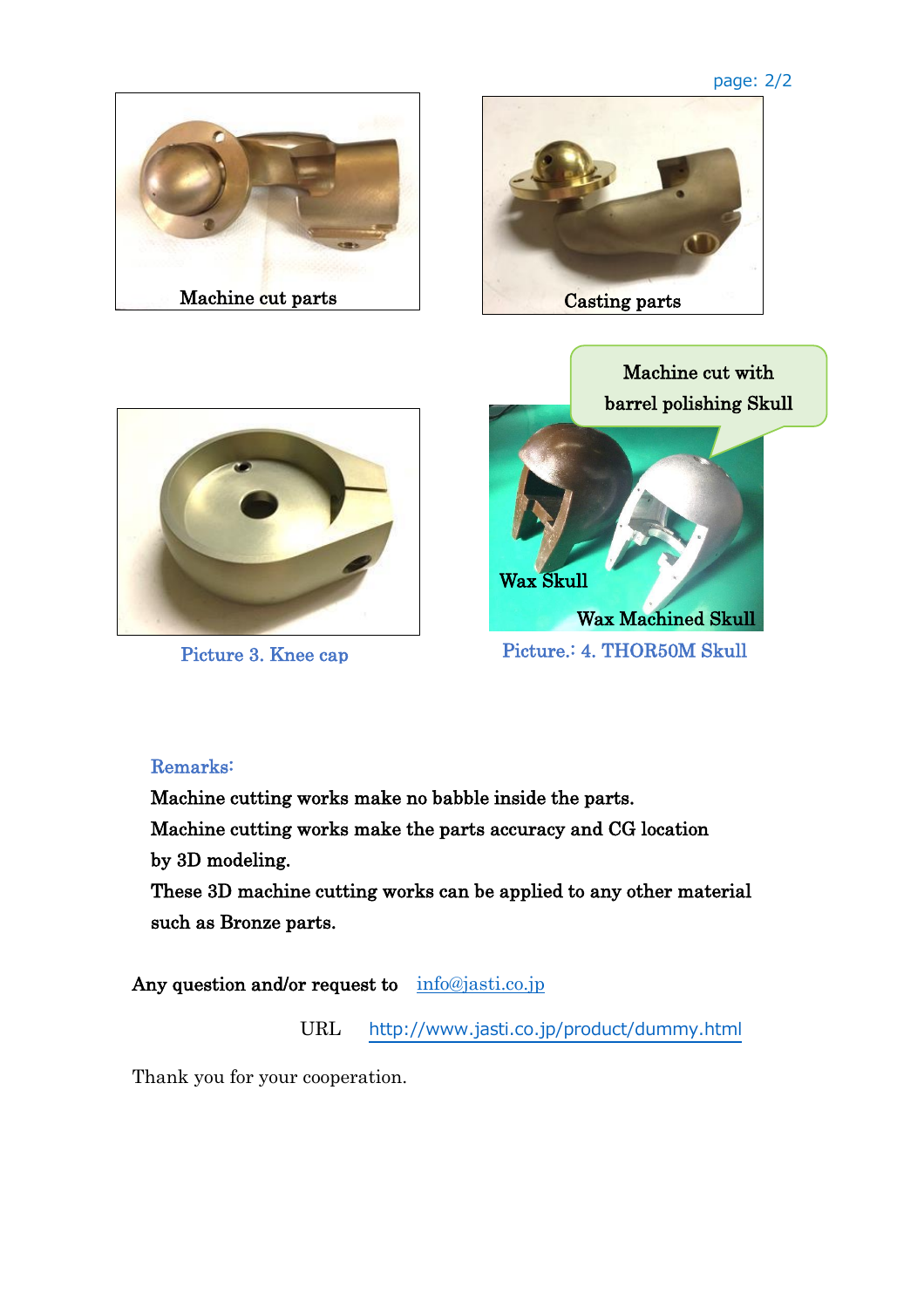Machine cut parts

Casting parts

Picture 3. Knee cap

Machine cut with barrel polishing Skull

Wax Skull

Wax Machined Skull

Picture.: 4. THOR50M Skull

Remarks:

Machine cutting works make no babble inside the parts.
Machine cutting works make the parts accuracy and CG location by 3D modeling.
These 3D machine cutting works can be applied to any other material such as Bronze parts.

Any question and/or request to info@jasti.co.jp

URL http://www.jasti.co.jp/product/dummy.html

Thank you for your cooperation.